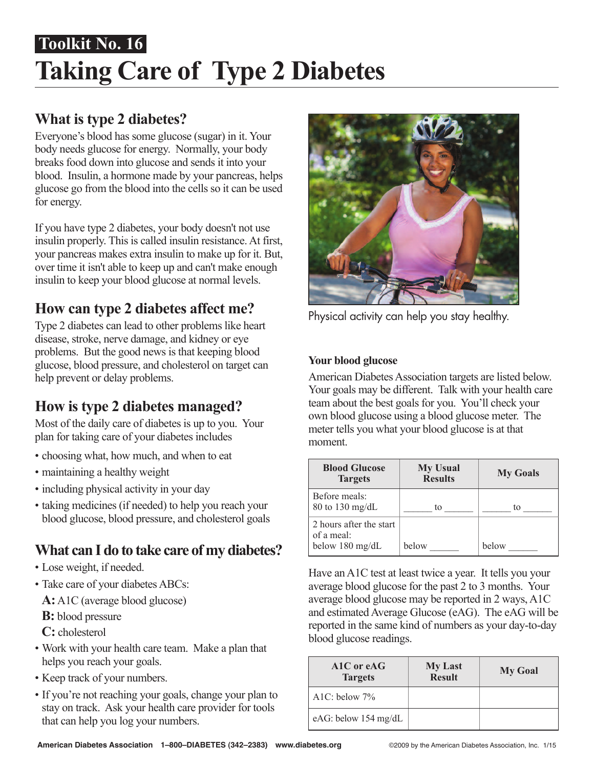Toolkit No. 16

# Taking Care of Type 2 Diabetes

## What is type 2 diabetes?

Everyone's blood has some glucose (sugar) in it. Your body needs glucose for energy. Normally, your body breaks food down into glucose and sends it into your blood. Insulin, a hormone made by your pancreas, helps glucose go from the blood into the cells so it can be used for energy.

If you have type 2 diabetes, your body doesn't not use insulin properly. This is called insulin resistance. At first, your pancreas makes extra insulin to make up for it. But, over time it isn't able to keep up and can't make enough insulin to keep your blood glucose at normal levels.

## How can type 2 diabetes affect me?

Type 2 diabetes can lead to other problems like heart disease, stroke, nerve damage, and kidney or eye problems. But the good news is that keeping blood glucose, blood pressure, and cholesterol on target can help prevent or delay problems.

## How is type 2 diabetes managed?

Most of the daily care of diabetes is up to you. Your plan for taking care of your diabetes includes

- choosing what, how much, and when to eat
- maintaining a healthy weight
- including physical activity in your day
- taking medicines (if needed) to help you reach your blood glucose, blood pressure, and cholesterol goals

## What can I do to take care of my diabetes?

- Lose weight, if needed.
- Take care of your diabetes ABCs:
  **A:** A1C (average blood glucose)
  **B:** blood pressure
  **C:** cholesterol
- Work with your health care team. Make a plan that helps you reach your goals.
- Keep track of your numbers.
- If you're not reaching your goals, change your plan to stay on track. Ask your health care provider for tools that can help you log your numbers.

Physical activity can help you stay healthy.

### Your blood glucose

American Diabetes Association targets are listed below. Your goals may be different. Talk with your health care team about the best goals for you. You'll check your own blood glucose using a blood glucose meter. The meter tells you what your blood glucose is at that moment.

| Blood Glucose Targets | My Usual Results | My Goals |
|---|---|---|
| Before meals: 80 to 130 mg/dL | ______ to ______ | ______ to ______ |
| 2 hours after the start of a meal: below 180 mg/dL | below ______ | below ______ |

Have an A1C test at least twice a year. It tells you your average blood glucose for the past 2 to 3 months. Your average blood glucose may be reported in 2 ways, A1C and estimated Average Glucose (eAG). The eAG will be reported in the same kind of numbers as your day-to-day blood glucose readings.

| A1C or eAG Targets | My Last Result | My Goal |
|---|---|---|
| A1C: below 7% | | |
| eAG: below 154 mg/dL | | |

American Diabetes Association 1–800–DIABETES (342–2383) www.diabetes.org ©2009 by the American Diabetes Association, Inc. 1/15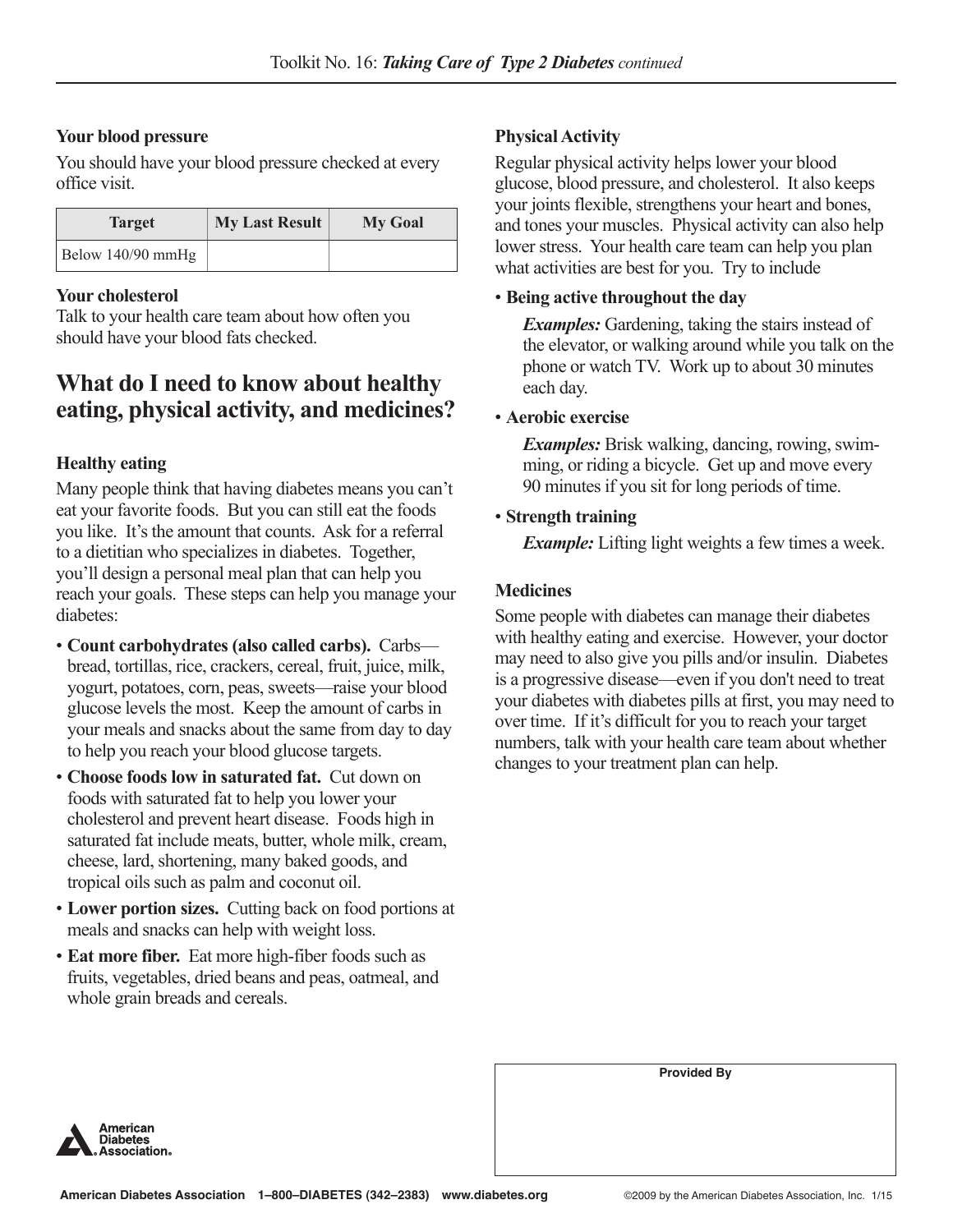### Your blood pressure

You should have your blood pressure checked at every office visit.

| Target | My Last Result | My Goal |
|---|---|---|
| Below 140/90 mmHg | | |

### Your cholesterol

Talk to your health care team about how often you should have your blood fats checked.

## What do I need to know about healthy eating, physical activity, and medicines?

### Healthy eating

Many people think that having diabetes means you can't eat your favorite foods. But you can still eat the foods you like. It's the amount that counts. Ask for a referral to a dietitian who specializes in diabetes. Together, you'll design a personal meal plan that can help you reach your goals. These steps can help you manage your diabetes:

- **Count carbohydrates (also called carbs).** Carbs—bread, tortillas, rice, crackers, cereal, fruit, juice, milk, yogurt, potatoes, corn, peas, sweets—raise your blood glucose levels the most. Keep the amount of carbs in your meals and snacks about the same from day to day to help you reach your blood glucose targets.
- **Choose foods low in saturated fat.** Cut down on foods with saturated fat to help you lower your cholesterol and prevent heart disease. Foods high in saturated fat include meats, butter, whole milk, cream, cheese, lard, shortening, many baked goods, and tropical oils such as palm and coconut oil.
- **Lower portion sizes.** Cutting back on food portions at meals and snacks can help with weight loss.
- **Eat more fiber.** Eat more high-fiber foods such as fruits, vegetables, dried beans and peas, oatmeal, and whole grain breads and cereals.

### Physical Activity

Regular physical activity helps lower your blood glucose, blood pressure, and cholesterol. It also keeps your joints flexible, strengthens your heart and bones, and tones your muscles. Physical activity can also help lower stress. Your health care team can help you plan what activities are best for you. Try to include

- **Being active throughout the day**

  ***Examples:*** Gardening, taking the stairs instead of the elevator, or walking around while you talk on the phone or watch TV. Work up to about 30 minutes each day.

- **Aerobic exercise**

  ***Examples:*** Brisk walking, dancing, rowing, swimming, or riding a bicycle. Get up and move every 90 minutes if you sit for long periods of time.

- **Strength training**

  ***Example:*** Lifting light weights a few times a week.

### Medicines

Some people with diabetes can manage their diabetes with healthy eating and exercise. However, your doctor may need to also give you pills and/or insulin. Diabetes is a progressive disease—even if you don't need to treat your diabetes with diabetes pills at first, you may need to over time. If it's difficult for you to reach your target numbers, talk with your health care team about whether changes to your treatment plan can help.

**Provided By**

American Diabetes Association

American Diabetes Association 1–800–DIABETES (342–2383) www.diabetes.org

©2009 by the American Diabetes Association, Inc. 1/15